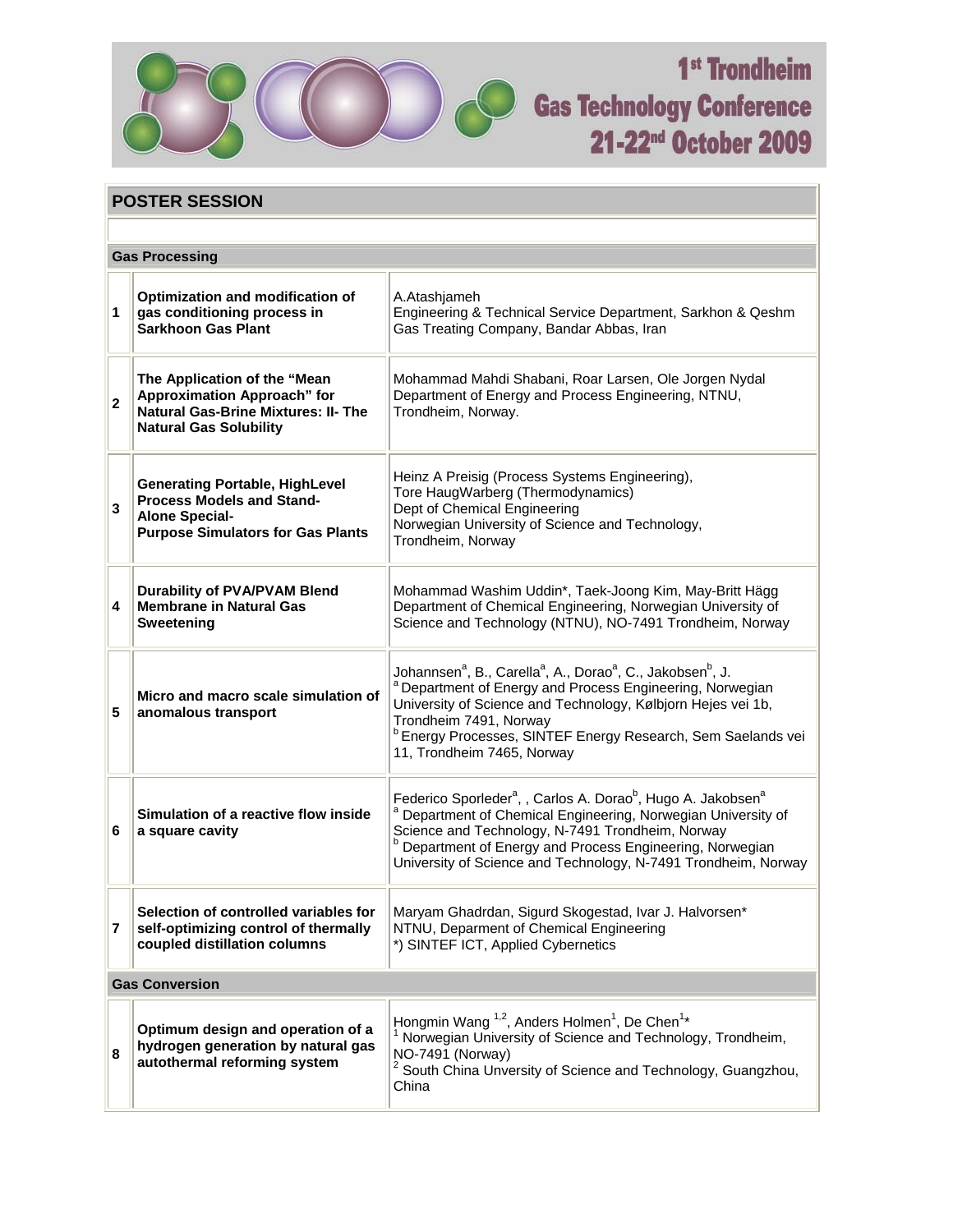# 1st Trondheim Gas Technology Conference 21-22nd October 2009

## POSTER SESSION

| | | |
|---|---|---|
| **Gas Processing** | | |
| **1** | **Optimization and modification of gas conditioning process in Sarkhoon Gas Plant** | A.Atashjameh<br>Engineering & Technical Service Department, Sarkhon & Qeshm Gas Treating Company, Bandar Abbas, Iran |
| **2** | **The Application of the "Mean Approximation Approach" for Natural Gas-Brine Mixtures: II- The Natural Gas Solubility** | Mohammad Mahdi Shabani, Roar Larsen, Ole Jorgen Nydal<br>Department of Energy and Process Engineering, NTNU, Trondheim, Norway. |
| **3** | **Generating Portable, HighLevel Process Models and Stand-Alone Special-Purpose Simulators for Gas Plants** | Heinz A Preisig (Process Systems Engineering),<br>Tore HaugWarberg (Thermodynamics)<br>Dept of Chemical Engineering<br>Norwegian University of Science and Technology, Trondheim, Norway |
| **4** | **Durability of PVA/PVAM Blend Membrane in Natural Gas Sweetening** | Mohammad Washim Uddin*, Taek-Joong Kim, May-Britt Hägg<br>Department of Chemical Engineering, Norwegian University of Science and Technology (NTNU), NO-7491 Trondheim, Norway |
| **5** | **Micro and macro scale simulation of anomalous transport** | Johannsen[a], B., Carella[a], A., Dorao[a], C., Jakobsen[b], J.<br>[a] Department of Energy and Process Engineering, Norwegian University of Science and Technology, Kølbjorn Hejes vei 1b, Trondheim 7491, Norway<br>[b] Energy Processes, SINTEF Energy Research, Sem Saelands vei 11, Trondheim 7465, Norway |
| **6** | **Simulation of a reactive flow inside a square cavity** | Federico Sporleder[a], , Carlos A. Dorao[b], Hugo A. Jakobsen[a]<br>[a] Department of Chemical Engineering, Norwegian University of Science and Technology, N-7491 Trondheim, Norway<br>[b] Department of Energy and Process Engineering, Norwegian University of Science and Technology, N-7491 Trondheim, Norway |
| **7** | **Selection of controlled variables for self-optimizing control of thermally coupled distillation columns** | Maryam Ghadrdan, Sigurd Skogestad, Ivar J. Halvorsen*<br>NTNU, Deparment of Chemical Engineering<br>*) SINTEF ICT, Applied Cybernetics |
| **Gas Conversion** | | |
| **8** | **Optimum design and operation of a hydrogen generation by natural gas autothermal reforming system** | Hongmin Wang [1,2], Anders Holmen[1], De Chen[1]*<br>[1] Norwegian University of Science and Technology, Trondheim, NO-7491 (Norway)<br>[2] South China Unversity of Science and Technology, Guangzhou, China |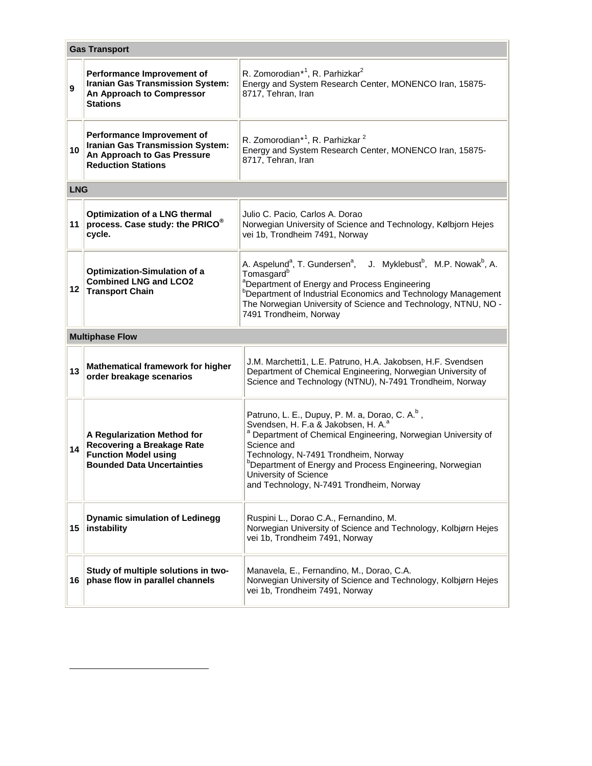| | | |
|---|---|---|
| **Gas Transport** | | |
| 9 | **Performance Improvement of Iranian Gas Transmission System: An Approach to Compressor Stations** | R. Zomorodian*[1], R. Parhizkar[2] Energy and System Research Center, MONENCO Iran, 15875-8717, Tehran, Iran |
| 10 | **Performance Improvement of Iranian Gas Transmission System: An Approach to Gas Pressure Reduction Stations** | R. Zomorodian*[1], R. Parhizkar [2] Energy and System Research Center, MONENCO Iran, 15875-8717, Tehran, Iran |
| **LNG** | | |
| 11 | **Optimization of a LNG thermal process. Case study: the PRICO® cycle.** | Julio C. Pacio, Carlos A. Dorao Norwegian University of Science and Technology, Kølbjorn Hejes vei 1b, Trondheim 7491, Norway |
| 12 | **Optimization-Simulation of a Combined LNG and LCO2 Transport Chain** | A. Aspelund[a], T. Gundersen[a], J. Myklebust[b], M.P. Nowak[b], A. Tomasgard[b] [a]Department of Energy and Process Engineering [b]Department of Industrial Economics and Technology Management The Norwegian University of Science and Technology, NTNU, NO - 7491 Trondheim, Norway |
| **Multiphase Flow** | | |
| 13 | **Mathematical framework for higher order breakage scenarios** | J.M. Marchetti1, L.E. Patruno, H.A. Jakobsen, H.F. Svendsen Department of Chemical Engineering, Norwegian University of Science and Technology (NTNU), N-7491 Trondheim, Norway |
| 14 | **A Regularization Method for Recovering a Breakage Rate Function Model using Bounded Data Uncertainties** | Patruno, L. E., Dupuy, P. M. a, Dorao, C. A.[b], Svendsen, H. F.a & Jakobsen, H. A.[a] [a] Department of Chemical Engineering, Norwegian University of Science and Technology, N-7491 Trondheim, Norway [b]Department of Energy and Process Engineering, Norwegian University of Science and Technology, N-7491 Trondheim, Norway |
| 15 | **Dynamic simulation of Ledinegg instability** | Ruspini L., Dorao C.A., Fernandino, M. Norwegian University of Science and Technology, Kolbjørn Hejes vei 1b, Trondheim 7491, Norway |
| 16 | **Study of multiple solutions in two-phase flow in parallel channels** | Manavela, E., Fernandino, M., Dorao, C.A. Norwegian University of Science and Technology, Kolbjørn Hejes vei 1b, Trondheim 7491, Norway |